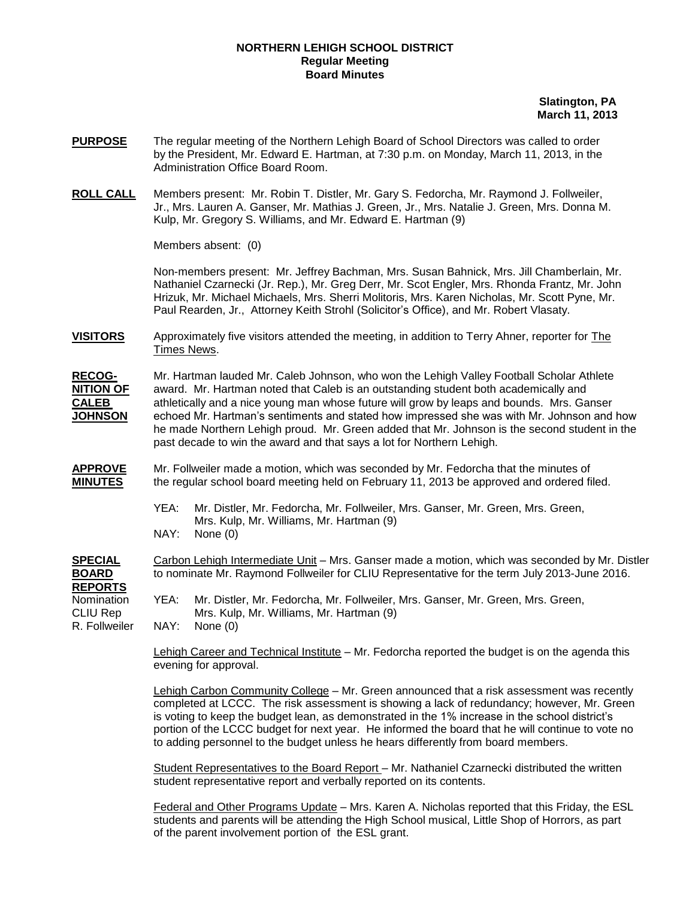**NORTHERN LEHIGH SCHOOL DISTRICT**
**Regular Meeting**
**Board Minutes**

**Slatington, PA**
**March 11, 2013**

**PURPOSE** The regular meeting of the Northern Lehigh Board of School Directors was called to order by the President, Mr. Edward E. Hartman, at 7:30 p.m. on Monday, March 11, 2013, in the Administration Office Board Room.

**ROLL CALL** Members present: Mr. Robin T. Distler, Mr. Gary S. Fedorcha, Mr. Raymond J. Follweiler, Jr., Mrs. Lauren A. Ganser, Mr. Mathias J. Green, Jr., Mrs. Natalie J. Green, Mrs. Donna M. Kulp, Mr. Gregory S. Williams, and Mr. Edward E. Hartman (9)

Members absent: (0)

Non-members present: Mr. Jeffrey Bachman, Mrs. Susan Bahnick, Mrs. Jill Chamberlain, Mr. Nathaniel Czarnecki (Jr. Rep.), Mr. Greg Derr, Mr. Scot Engler, Mrs. Rhonda Frantz, Mr. John Hrizuk, Mr. Michael Michaels, Mrs. Sherri Molitoris, Mrs. Karen Nicholas, Mr. Scott Pyne, Mr. Paul Rearden, Jr., Attorney Keith Strohl (Solicitor's Office), and Mr. Robert Vlasaty.

**VISITORS** Approximately five visitors attended the meeting, in addition to Terry Ahner, reporter for The Times News.

**RECOGNITION OF CALEB JOHNSON** Mr. Hartman lauded Mr. Caleb Johnson, who won the Lehigh Valley Football Scholar Athlete award. Mr. Hartman noted that Caleb is an outstanding student both academically and athletically and a nice young man whose future will grow by leaps and bounds. Mrs. Ganser echoed Mr. Hartman's sentiments and stated how impressed she was with Mr. Johnson and how he made Northern Lehigh proud. Mr. Green added that Mr. Johnson is the second student in the past decade to win the award and that says a lot for Northern Lehigh.

**APPROVE MINUTES** Mr. Follweiler made a motion, which was seconded by Mr. Fedorcha that the minutes of the regular school board meeting held on February 11, 2013 be approved and ordered filed.

YEA: Mr. Distler, Mr. Fedorcha, Mr. Follweiler, Mrs. Ganser, Mr. Green, Mrs. Green, Mrs. Kulp, Mr. Williams, Mr. Hartman (9)
NAY: None (0)

**SPECIAL BOARD REPORTS**

Nomination CLIU Rep R. Follweiler

Carbon Lehigh Intermediate Unit – Mrs. Ganser made a motion, which was seconded by Mr. Distler to nominate Mr. Raymond Follweiler for CLIU Representative for the term July 2013-June 2016.

YEA: Mr. Distler, Mr. Fedorcha, Mr. Follweiler, Mrs. Ganser, Mr. Green, Mrs. Green, Mrs. Kulp, Mr. Williams, Mr. Hartman (9)
NAY: None (0)

Lehigh Career and Technical Institute – Mr. Fedorcha reported the budget is on the agenda this evening for approval.

Lehigh Carbon Community College – Mr. Green announced that a risk assessment was recently completed at LCCC. The risk assessment is showing a lack of redundancy; however, Mr. Green is voting to keep the budget lean, as demonstrated in the 1% increase in the school district's portion of the LCCC budget for next year. He informed the board that he will continue to vote no to adding personnel to the budget unless he hears differently from board members.

Student Representatives to the Board Report – Mr. Nathaniel Czarnecki distributed the written student representative report and verbally reported on its contents.

Federal and Other Programs Update – Mrs. Karen A. Nicholas reported that this Friday, the ESL students and parents will be attending the High School musical, Little Shop of Horrors, as part of the parent involvement portion of the ESL grant.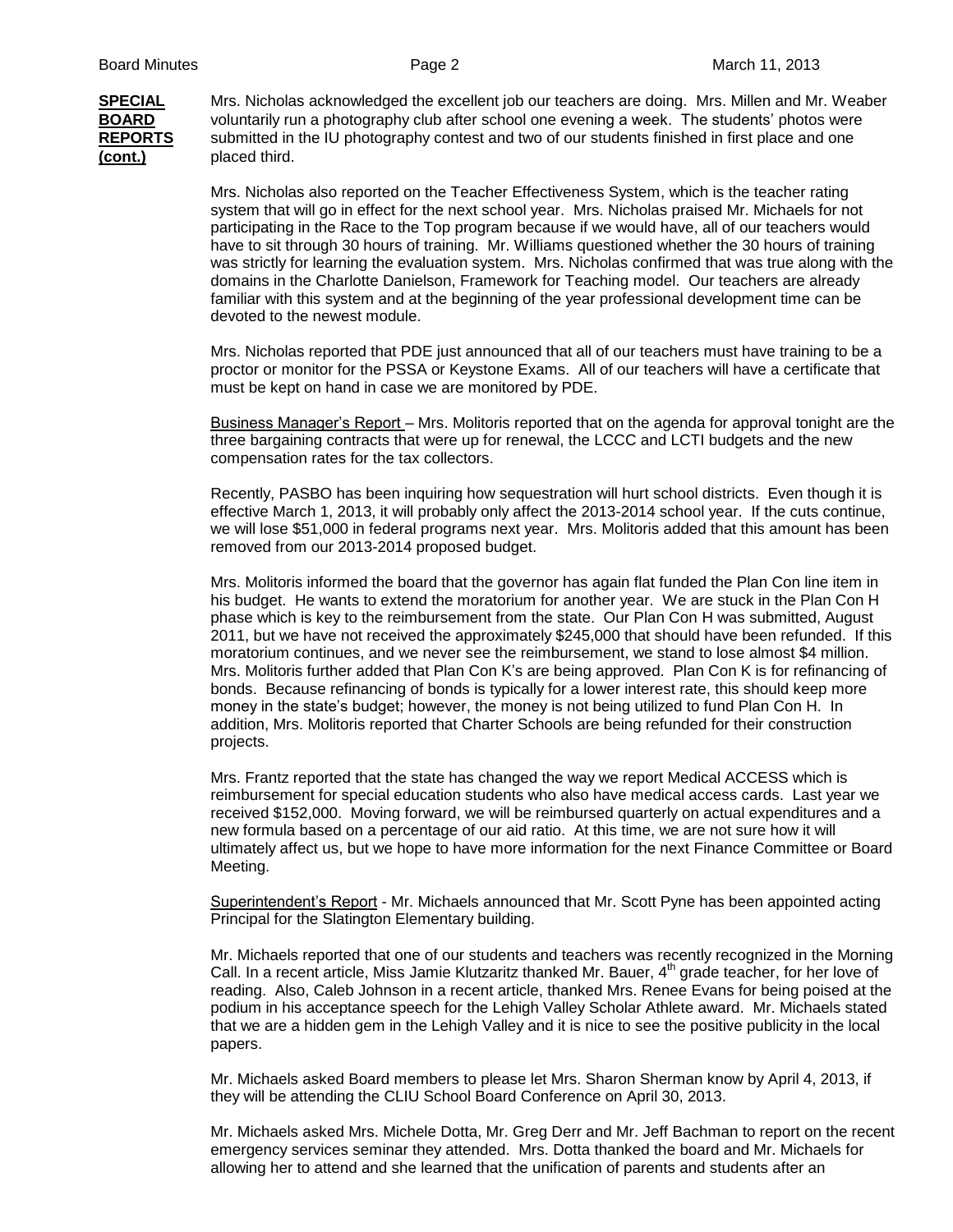**SPECIAL BOARD REPORTS (cont.)**

Mrs. Nicholas acknowledged the excellent job our teachers are doing. Mrs. Millen and Mr. Weaber voluntarily run a photography club after school one evening a week. The students' photos were submitted in the IU photography contest and two of our students finished in first place and one placed third.

Mrs. Nicholas also reported on the Teacher Effectiveness System, which is the teacher rating system that will go in effect for the next school year. Mrs. Nicholas praised Mr. Michaels for not participating in the Race to the Top program because if we would have, all of our teachers would have to sit through 30 hours of training. Mr. Williams questioned whether the 30 hours of training was strictly for learning the evaluation system. Mrs. Nicholas confirmed that was true along with the domains in the Charlotte Danielson, Framework for Teaching model. Our teachers are already familiar with this system and at the beginning of the year professional development time can be devoted to the newest module.

Mrs. Nicholas reported that PDE just announced that all of our teachers must have training to be a proctor or monitor for the PSSA or Keystone Exams. All of our teachers will have a certificate that must be kept on hand in case we are monitored by PDE.

Business Manager's Report – Mrs. Molitoris reported that on the agenda for approval tonight are the three bargaining contracts that were up for renewal, the LCCC and LCTI budgets and the new compensation rates for the tax collectors.

Recently, PASBO has been inquiring how sequestration will hurt school districts. Even though it is effective March 1, 2013, it will probably only affect the 2013-2014 school year. If the cuts continue, we will lose $51,000 in federal programs next year. Mrs. Molitoris added that this amount has been removed from our 2013-2014 proposed budget.

Mrs. Molitoris informed the board that the governor has again flat funded the Plan Con line item in his budget. He wants to extend the moratorium for another year. We are stuck in the Plan Con H phase which is key to the reimbursement from the state. Our Plan Con H was submitted, August 2011, but we have not received the approximately $245,000 that should have been refunded. If this moratorium continues, and we never see the reimbursement, we stand to lose almost $4 million. Mrs. Molitoris further added that Plan Con K's are being approved. Plan Con K is for refinancing of bonds. Because refinancing of bonds is typically for a lower interest rate, this should keep more money in the state's budget; however, the money is not being utilized to fund Plan Con H. In addition, Mrs. Molitoris reported that Charter Schools are being refunded for their construction projects.

Mrs. Frantz reported that the state has changed the way we report Medical ACCESS which is reimbursement for special education students who also have medical access cards. Last year we received $152,000. Moving forward, we will be reimbursed quarterly on actual expenditures and a new formula based on a percentage of our aid ratio. At this time, we are not sure how it will ultimately affect us, but we hope to have more information for the next Finance Committee or Board Meeting.

Superintendent's Report - Mr. Michaels announced that Mr. Scott Pyne has been appointed acting Principal for the Slatington Elementary building.

Mr. Michaels reported that one of our students and teachers was recently recognized in the Morning Call. In a recent article, Miss Jamie Klutzaritz thanked Mr. Bauer, 4th grade teacher, for her love of reading. Also, Caleb Johnson in a recent article, thanked Mrs. Renee Evans for being poised at the podium in his acceptance speech for the Lehigh Valley Scholar Athlete award. Mr. Michaels stated that we are a hidden gem in the Lehigh Valley and it is nice to see the positive publicity in the local papers.

Mr. Michaels asked Board members to please let Mrs. Sharon Sherman know by April 4, 2013, if they will be attending the CLIU School Board Conference on April 30, 2013.

Mr. Michaels asked Mrs. Michele Dotta, Mr. Greg Derr and Mr. Jeff Bachman to report on the recent emergency services seminar they attended. Mrs. Dotta thanked the board and Mr. Michaels for allowing her to attend and she learned that the unification of parents and students after an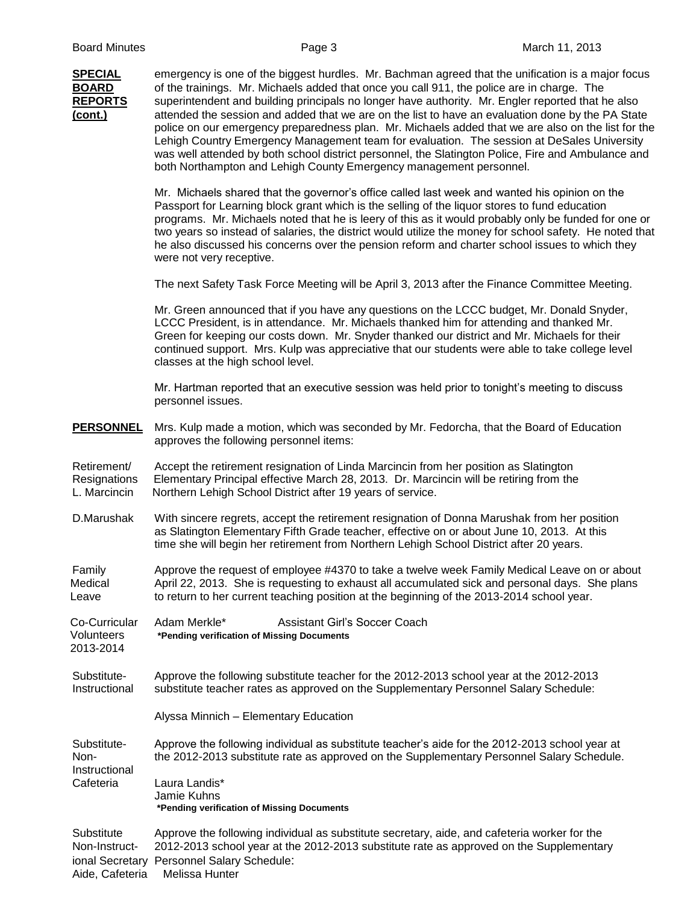**SPECIAL BOARD REPORTS (cont.)**

emergency is one of the biggest hurdles. Mr. Bachman agreed that the unification is a major focus of the trainings. Mr. Michaels added that once you call 911, the police are in charge. The superintendent and building principals no longer have authority. Mr. Engler reported that he also attended the session and added that we are on the list to have an evaluation done by the PA State police on our emergency preparedness plan. Mr. Michaels added that we are also on the list for the Lehigh Country Emergency Management team for evaluation. The session at DeSales University was well attended by both school district personnel, the Slatington Police, Fire and Ambulance and both Northampton and Lehigh County Emergency management personnel.

Mr. Michaels shared that the governor's office called last week and wanted his opinion on the Passport for Learning block grant which is the selling of the liquor stores to fund education programs. Mr. Michaels noted that he is leery of this as it would probably only be funded for one or two years so instead of salaries, the district would utilize the money for school safety. He noted that he also discussed his concerns over the pension reform and charter school issues to which they were not very receptive.

The next Safety Task Force Meeting will be April 3, 2013 after the Finance Committee Meeting.

Mr. Green announced that if you have any questions on the LCCC budget, Mr. Donald Snyder, LCCC President, is in attendance. Mr. Michaels thanked him for attending and thanked Mr. Green for keeping our costs down. Mr. Snyder thanked our district and Mr. Michaels for their continued support. Mrs. Kulp was appreciative that our students were able to take college level classes at the high school level.

Mr. Hartman reported that an executive session was held prior to tonight's meeting to discuss personnel issues.

**PERSONNEL**

Mrs. Kulp made a motion, which was seconded by Mr. Fedorcha, that the Board of Education approves the following personnel items:

Retirement/ Resignations L. Marcincin

Accept the retirement resignation of Linda Marcincin from her position as Slatington Elementary Principal effective March 28, 2013. Dr. Marcincin will be retiring from the Northern Lehigh School District after 19 years of service.

D.Marushak

With sincere regrets, accept the retirement resignation of Donna Marushak from her position as Slatington Elementary Fifth Grade teacher, effective on or about June 10, 2013. At this time she will begin her retirement from Northern Lehigh School District after 20 years.

Family Medical Leave

Approve the request of employee #4370 to take a twelve week Family Medical Leave on or about April 22, 2013. She is requesting to exhaust all accumulated sick and personal days. She plans to return to her current teaching position at the beginning of the 2013-2014 school year.

Co-Curricular Volunteers 2013-2014

Adam Merkle* — Assistant Girl's Soccer Coach

**\*Pending verification of Missing Documents**

Substitute-Instructional

Approve the following substitute teacher for the 2012-2013 school year at the 2012-2013 substitute teacher rates as approved on the Supplementary Personnel Salary Schedule:

Alyssa Minnich – Elementary Education

Substitute-Non-Instructional Cafeteria

Approve the following individual as substitute teacher's aide for the 2012-2013 school year at the 2012-2013 substitute rate as approved on the Supplementary Personnel Salary Schedule.

Laura Landis*
Jamie Kuhns

**\*Pending verification of Missing Documents**

Substitute Non-Instructional Secretary Aide, Cafeteria

Approve the following individual as substitute secretary, aide, and cafeteria worker for the 2012-2013 school year at the 2012-2013 substitute rate as approved on the Supplementary Personnel Salary Schedule:

Melissa Hunter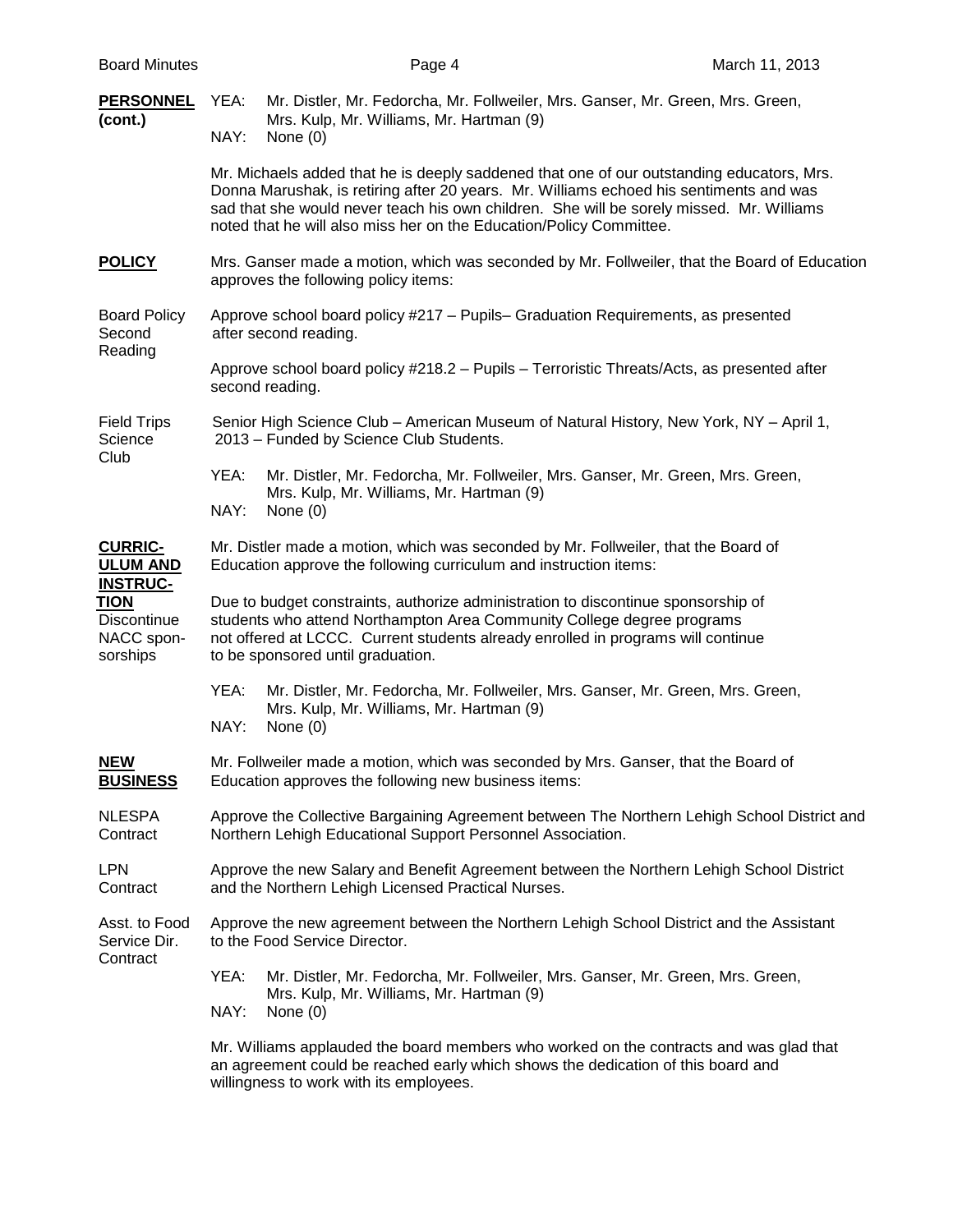**PERSONNEL (cont.)**

YEA: Mr. Distler, Mr. Fedorcha, Mr. Follweiler, Mrs. Ganser, Mr. Green, Mrs. Green, Mrs. Kulp, Mr. Williams, Mr. Hartman (9)
NAY: None (0)

Mr. Michaels added that he is deeply saddened that one of our outstanding educators, Mrs. Donna Marushak, is retiring after 20 years. Mr. Williams echoed his sentiments and was sad that she would never teach his own children. She will be sorely missed. Mr. Williams noted that he will also miss her on the Education/Policy Committee.

**POLICY**

Mrs. Ganser made a motion, which was seconded by Mr. Follweiler, that the Board of Education approves the following policy items:

Board Policy Second Reading

Approve school board policy #217 – Pupils– Graduation Requirements, as presented after second reading.

Approve school board policy #218.2 – Pupils – Terroristic Threats/Acts, as presented after second reading.

Field Trips Science Club

Senior High Science Club – American Museum of Natural History, New York, NY – April 1, 2013 – Funded by Science Club Students.

YEA: Mr. Distler, Mr. Fedorcha, Mr. Follweiler, Mrs. Ganser, Mr. Green, Mrs. Green, Mrs. Kulp, Mr. Williams, Mr. Hartman (9)
NAY: None (0)

**CURRICULUM AND INSTRUCTION**

Mr. Distler made a motion, which was seconded by Mr. Follweiler, that the Board of Education approve the following curriculum and instruction items:

Discontinue NACC sponsorships

Due to budget constraints, authorize administration to discontinue sponsorship of students who attend Northampton Area Community College degree programs not offered at LCCC. Current students already enrolled in programs will continue to be sponsored until graduation.

YEA: Mr. Distler, Mr. Fedorcha, Mr. Follweiler, Mrs. Ganser, Mr. Green, Mrs. Green, Mrs. Kulp, Mr. Williams, Mr. Hartman (9)
NAY: None (0)

**NEW BUSINESS**

Mr. Follweiler made a motion, which was seconded by Mrs. Ganser, that the Board of Education approves the following new business items:

NLESPA Contract

Approve the Collective Bargaining Agreement between The Northern Lehigh School District and Northern Lehigh Educational Support Personnel Association.

LPN Contract

Approve the new Salary and Benefit Agreement between the Northern Lehigh School District and the Northern Lehigh Licensed Practical Nurses.

Asst. to Food Service Dir. Contract

Approve the new agreement between the Northern Lehigh School District and the Assistant to the Food Service Director.

YEA: Mr. Distler, Mr. Fedorcha, Mr. Follweiler, Mrs. Ganser, Mr. Green, Mrs. Green, Mrs. Kulp, Mr. Williams, Mr. Hartman (9)
NAY: None (0)

Mr. Williams applauded the board members who worked on the contracts and was glad that an agreement could be reached early which shows the dedication of this board and willingness to work with its employees.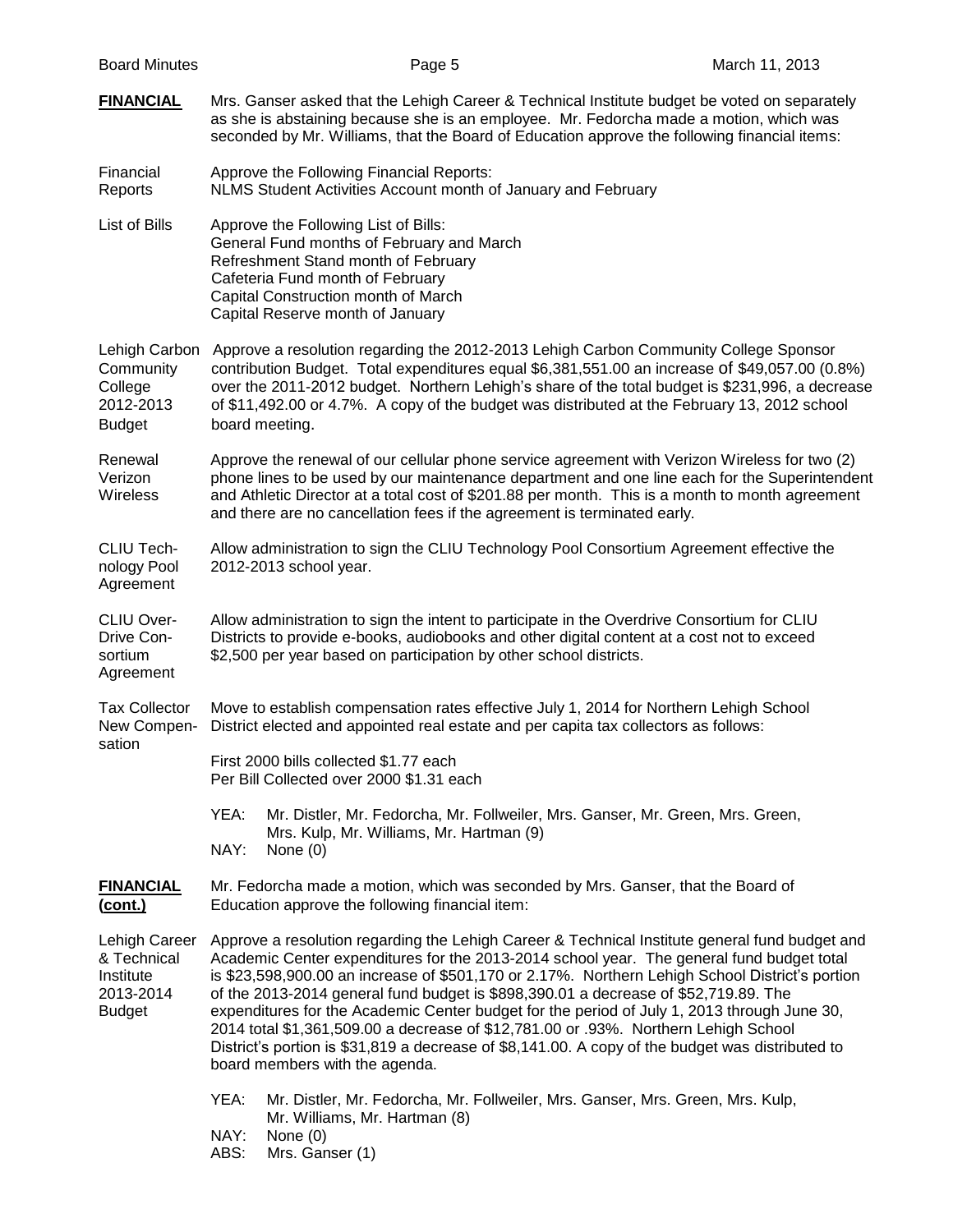**FINANCIAL**

Mrs. Ganser asked that the Lehigh Career & Technical Institute budget be voted on separately as she is abstaining because she is an employee. Mr. Fedorcha made a motion, which was seconded by Mr. Williams, that the Board of Education approve the following financial items:

**Financial Reports**

Approve the Following Financial Reports:
NLMS Student Activities Account month of January and February

**List of Bills**

Approve the Following List of Bills:
General Fund months of February and March
Refreshment Stand month of February
Cafeteria Fund month of February
Capital Construction month of March
Capital Reserve month of January

**Lehigh Carbon Community College 2012-2013 Budget**

Approve a resolution regarding the 2012-2013 Lehigh Carbon Community College Sponsor contribution Budget. Total expenditures equal $6,381,551.00 an increase of $49,057.00 (0.8%) over the 2011-2012 budget. Northern Lehigh's share of the total budget is $231,996, a decrease of $11,492.00 or 4.7%. A copy of the budget was distributed at the February 13, 2012 school board meeting.

**Renewal Verizon Wireless**

Approve the renewal of our cellular phone service agreement with Verizon Wireless for two (2) phone lines to be used by our maintenance department and one line each for the Superintendent and Athletic Director at a total cost of $201.88 per month. This is a month to month agreement and there are no cancellation fees if the agreement is terminated early.

**CLIU Technology Pool Agreement**

Allow administration to sign the CLIU Technology Pool Consortium Agreement effective the 2012-2013 school year.

**CLIU Over-Drive Consortium Agreement**

Allow administration to sign the intent to participate in the Overdrive Consortium for CLIU Districts to provide e-books, audiobooks and other digital content at a cost not to exceed $2,500 per year based on participation by other school districts.

**Tax Collector New Compensation**

Move to establish compensation rates effective July 1, 2014 for Northern Lehigh School District elected and appointed real estate and per capita tax collectors as follows:

First 2000 bills collected $1.77 each
Per Bill Collected over 2000 $1.31 each

YEA: Mr. Distler, Mr. Fedorcha, Mr. Follweiler, Mrs. Ganser, Mr. Green, Mrs. Green, Mrs. Kulp, Mr. Williams, Mr. Hartman (9)
NAY: None (0)

**FINANCIAL (cont.)**

Mr. Fedorcha made a motion, which was seconded by Mrs. Ganser, that the Board of Education approve the following financial item:

**Lehigh Career & Technical Institute 2013-2014 Budget**

Approve a resolution regarding the Lehigh Career & Technical Institute general fund budget and Academic Center expenditures for the 2013-2014 school year. The general fund budget total is $23,598,900.00 an increase of $501,170 or 2.17%. Northern Lehigh School District's portion of the 2013-2014 general fund budget is $898,390.01 a decrease of $52,719.89. The expenditures for the Academic Center budget for the period of July 1, 2013 through June 30, 2014 total $1,361,509.00 a decrease of $12,781.00 or .93%. Northern Lehigh School District's portion is $31,819 a decrease of $8,141.00. A copy of the budget was distributed to board members with the agenda.

YEA: Mr. Distler, Mr. Fedorcha, Mr. Follweiler, Mrs. Ganser, Mrs. Green, Mrs. Kulp, Mr. Williams, Mr. Hartman (8)
NAY: None (0)
ABS: Mrs. Ganser (1)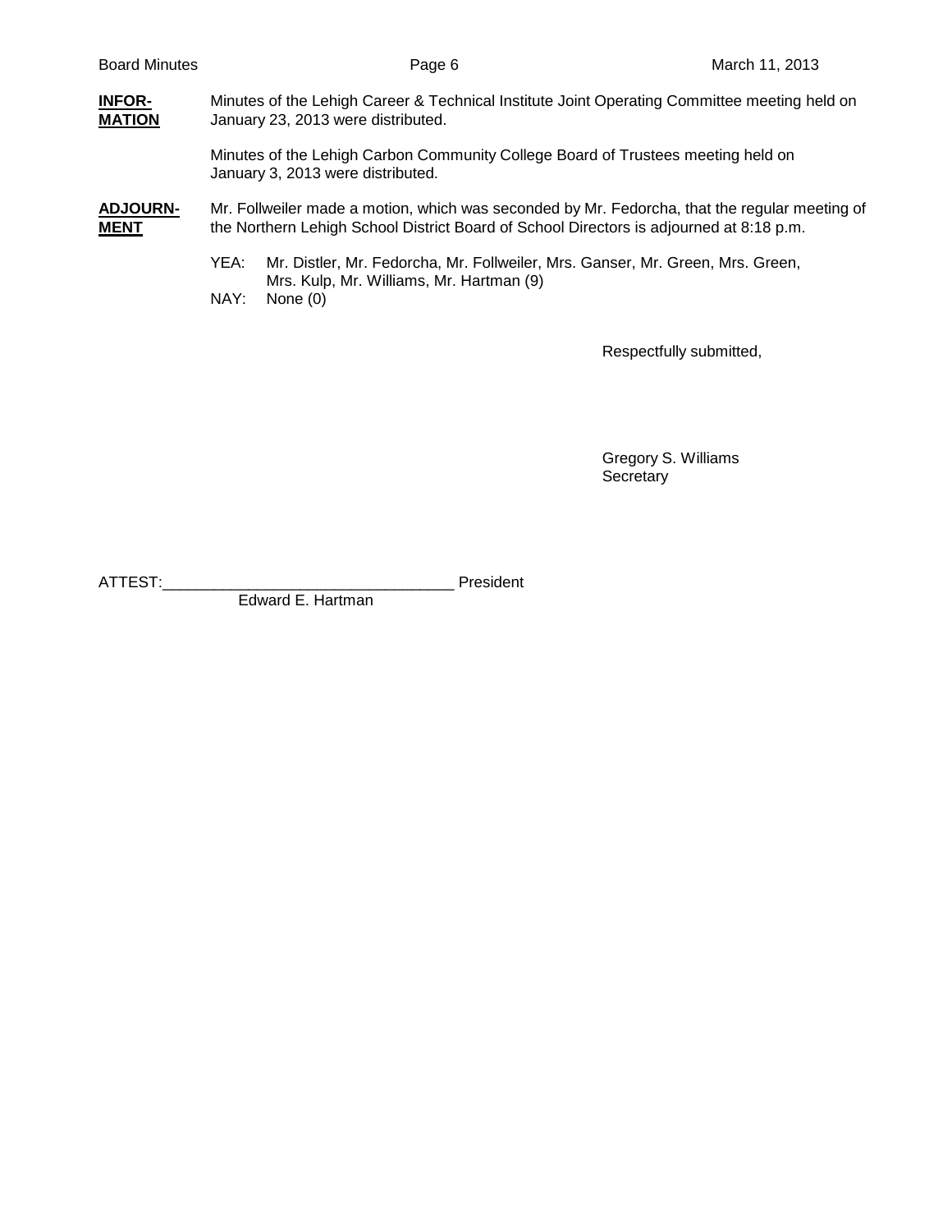**INFORMATION**

Minutes of the Lehigh Career & Technical Institute Joint Operating Committee meeting held on January 23, 2013 were distributed.

Minutes of the Lehigh Carbon Community College Board of Trustees meeting held on January 3, 2013 were distributed.

**ADJOURNMENT**

Mr. Follweiler made a motion, which was seconded by Mr. Fedorcha, that the regular meeting of the Northern Lehigh School District Board of School Directors is adjourned at 8:18 p.m.

YEA: Mr. Distler, Mr. Fedorcha, Mr. Follweiler, Mrs. Ganser, Mr. Green, Mrs. Green, Mrs. Kulp, Mr. Williams, Mr. Hartman (9)
NAY: None (0)

Respectfully submitted,

Gregory S. Williams
Secretary

ATTEST:_________________________________ President
Edward E. Hartman